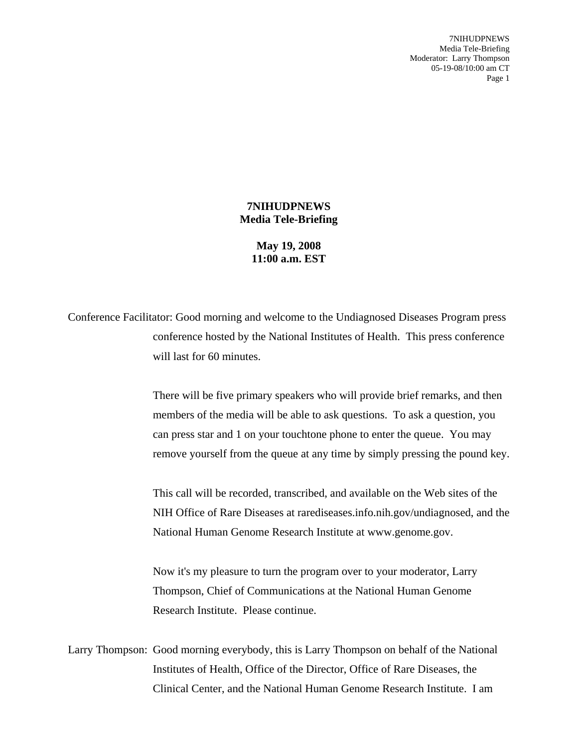**7NIHUDPNEWS**
**Media Tele-Briefing**

**May 19, 2008**
**11:00 a.m. EST**

Conference Facilitator: Good morning and welcome to the Undiagnosed Diseases Program press conference hosted by the National Institutes of Health. This press conference will last for 60 minutes.

There will be five primary speakers who will provide brief remarks, and then members of the media will be able to ask questions. To ask a question, you can press star and 1 on your touchtone phone to enter the queue. You may remove yourself from the queue at any time by simply pressing the pound key.

This call will be recorded, transcribed, and available on the Web sites of the NIH Office of Rare Diseases at rarediseases.info.nih.gov/undiagnosed, and the National Human Genome Research Institute at www.genome.gov.

Now it's my pleasure to turn the program over to your moderator, Larry Thompson, Chief of Communications at the National Human Genome Research Institute. Please continue.

Larry Thompson: Good morning everybody, this is Larry Thompson on behalf of the National Institutes of Health, Office of the Director, Office of Rare Diseases, the Clinical Center, and the National Human Genome Research Institute. I am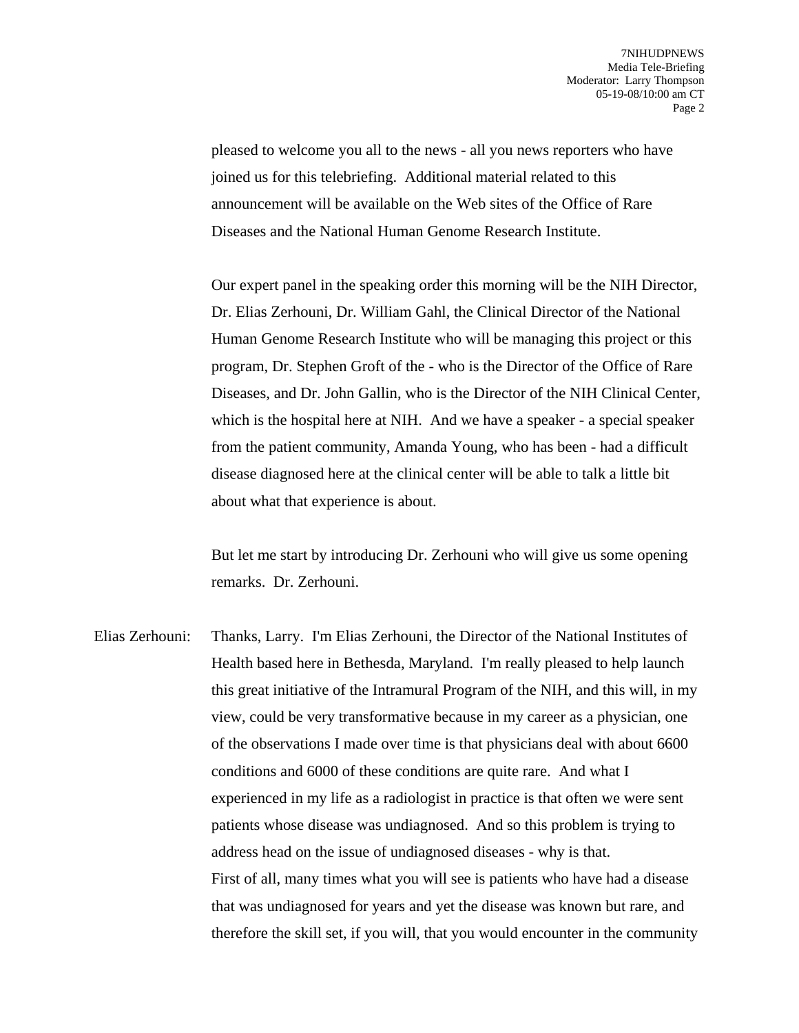pleased to welcome you all to the news - all you news reporters who have joined us for this telebriefing. Additional material related to this announcement will be available on the Web sites of the Office of Rare Diseases and the National Human Genome Research Institute.

Our expert panel in the speaking order this morning will be the NIH Director, Dr. Elias Zerhouni, Dr. William Gahl, the Clinical Director of the National Human Genome Research Institute who will be managing this project or this program, Dr. Stephen Groft of the - who is the Director of the Office of Rare Diseases, and Dr. John Gallin, who is the Director of the NIH Clinical Center, which is the hospital here at NIH. And we have a speaker - a special speaker from the patient community, Amanda Young, who has been - had a difficult disease diagnosed here at the clinical center will be able to talk a little bit about what that experience is about.

But let me start by introducing Dr. Zerhouni who will give us some opening remarks. Dr. Zerhouni.

Elias Zerhouni: Thanks, Larry. I'm Elias Zerhouni, the Director of the National Institutes of Health based here in Bethesda, Maryland. I'm really pleased to help launch this great initiative of the Intramural Program of the NIH, and this will, in my view, could be very transformative because in my career as a physician, one of the observations I made over time is that physicians deal with about 6600 conditions and 6000 of these conditions are quite rare. And what I experienced in my life as a radiologist in practice is that often we were sent patients whose disease was undiagnosed. And so this problem is trying to address head on the issue of undiagnosed diseases - why is that.

First of all, many times what you will see is patients who have had a disease that was undiagnosed for years and yet the disease was known but rare, and therefore the skill set, if you will, that you would encounter in the community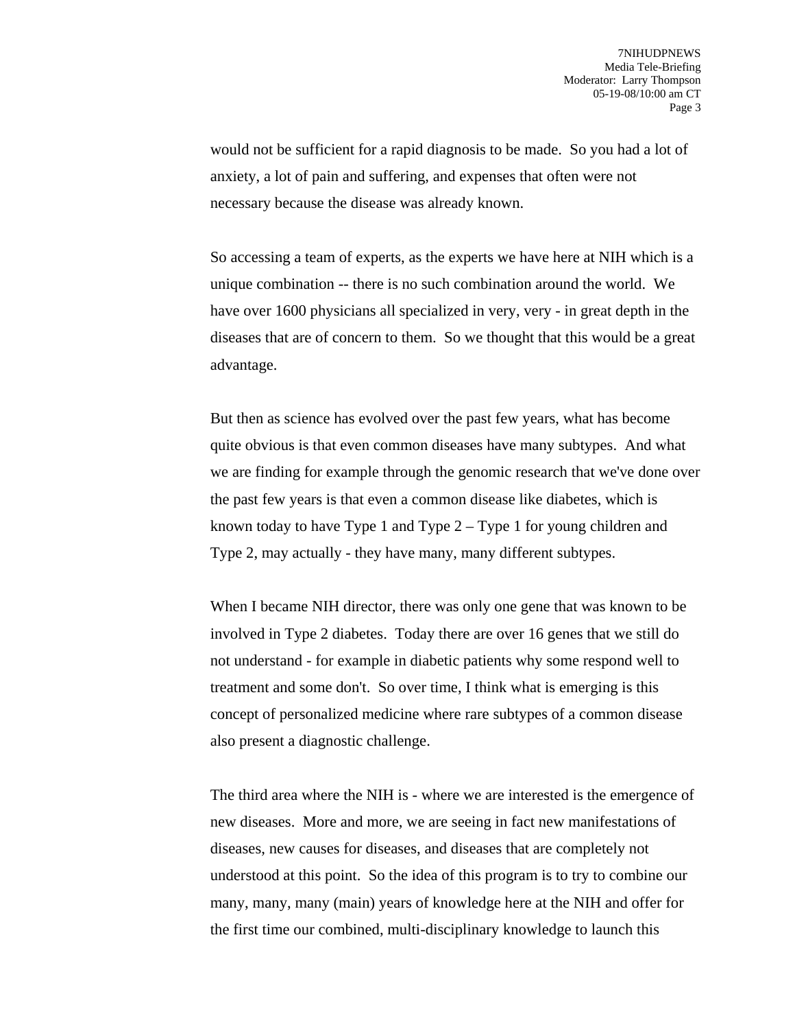would not be sufficient for a rapid diagnosis to be made. So you had a lot of anxiety, a lot of pain and suffering, and expenses that often were not necessary because the disease was already known.

So accessing a team of experts, as the experts we have here at NIH which is a unique combination -- there is no such combination around the world. We have over 1600 physicians all specialized in very, very - in great depth in the diseases that are of concern to them. So we thought that this would be a great advantage.

But then as science has evolved over the past few years, what has become quite obvious is that even common diseases have many subtypes. And what we are finding for example through the genomic research that we've done over the past few years is that even a common disease like diabetes, which is known today to have Type 1 and Type 2 – Type 1 for young children and Type 2, may actually - they have many, many different subtypes.

When I became NIH director, there was only one gene that was known to be involved in Type 2 diabetes. Today there are over 16 genes that we still do not understand - for example in diabetic patients why some respond well to treatment and some don't. So over time, I think what is emerging is this concept of personalized medicine where rare subtypes of a common disease also present a diagnostic challenge.

The third area where the NIH is - where we are interested is the emergence of new diseases. More and more, we are seeing in fact new manifestations of diseases, new causes for diseases, and diseases that are completely not understood at this point. So the idea of this program is to try to combine our many, many, many (main) years of knowledge here at the NIH and offer for the first time our combined, multi-disciplinary knowledge to launch this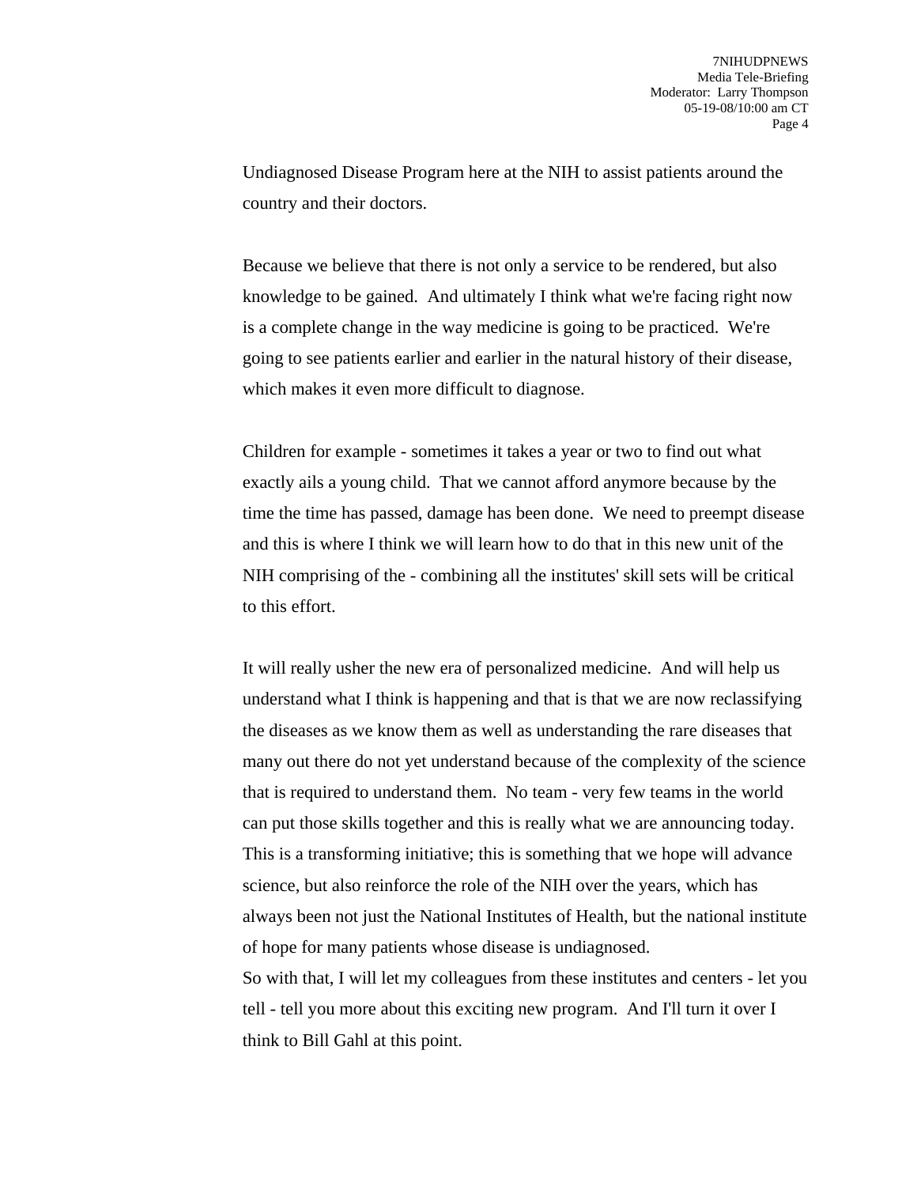Undiagnosed Disease Program here at the NIH to assist patients around the country and their doctors.

Because we believe that there is not only a service to be rendered, but also knowledge to be gained. And ultimately I think what we're facing right now is a complete change in the way medicine is going to be practiced. We're going to see patients earlier and earlier in the natural history of their disease, which makes it even more difficult to diagnose.

Children for example - sometimes it takes a year or two to find out what exactly ails a young child. That we cannot afford anymore because by the time the time has passed, damage has been done. We need to preempt disease and this is where I think we will learn how to do that in this new unit of the NIH comprising of the - combining all the institutes' skill sets will be critical to this effort.

It will really usher the new era of personalized medicine. And will help us understand what I think is happening and that is that we are now reclassifying the diseases as we know them as well as understanding the rare diseases that many out there do not yet understand because of the complexity of the science that is required to understand them. No team - very few teams in the world can put those skills together and this is really what we are announcing today. This is a transforming initiative; this is something that we hope will advance science, but also reinforce the role of the NIH over the years, which has always been not just the National Institutes of Health, but the national institute of hope for many patients whose disease is undiagnosed.
So with that, I will let my colleagues from these institutes and centers - let you tell - tell you more about this exciting new program. And I'll turn it over I think to Bill Gahl at this point.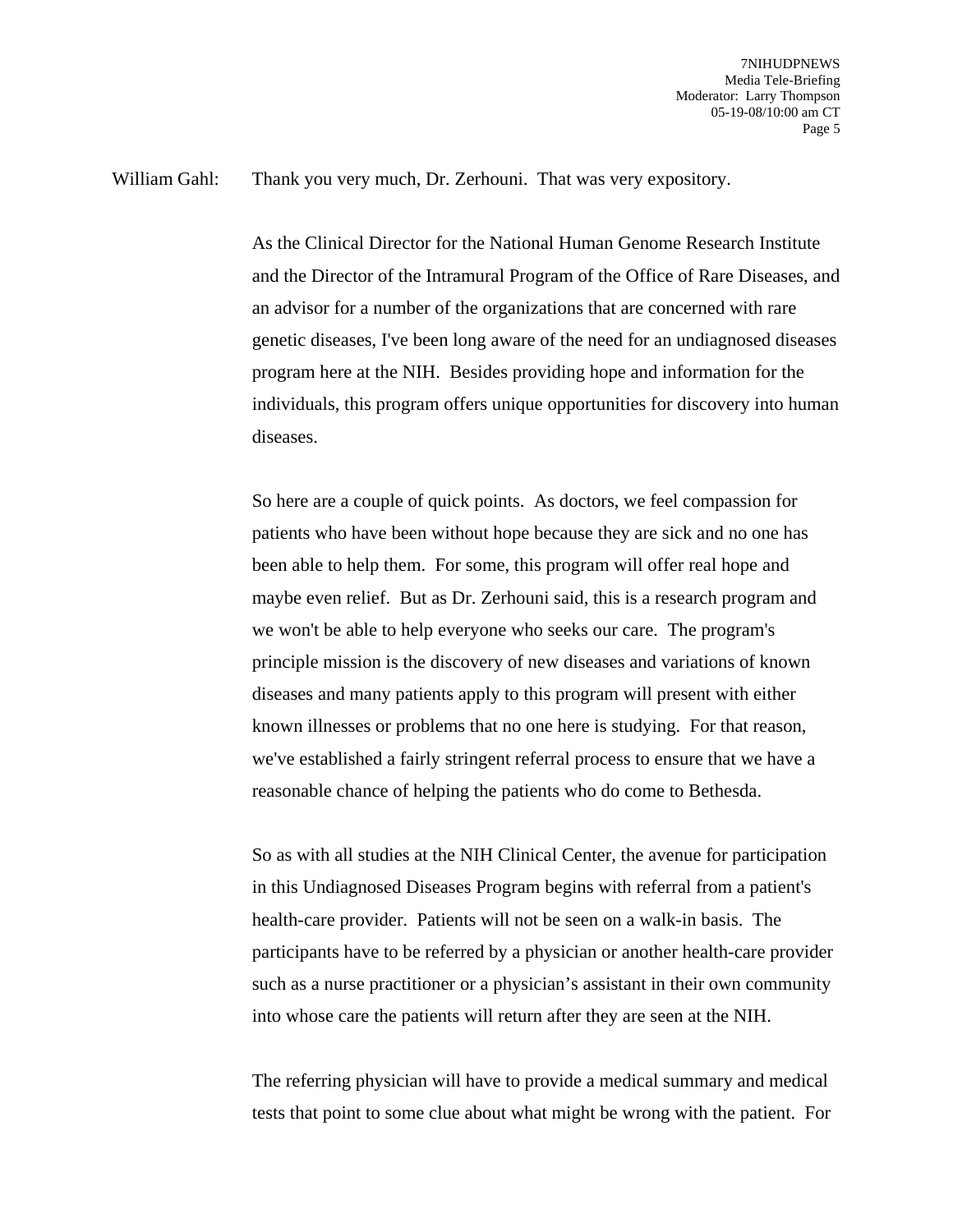William Gahl: Thank you very much, Dr. Zerhouni. That was very expository.

As the Clinical Director for the National Human Genome Research Institute and the Director of the Intramural Program of the Office of Rare Diseases, and an advisor for a number of the organizations that are concerned with rare genetic diseases, I've been long aware of the need for an undiagnosed diseases program here at the NIH. Besides providing hope and information for the individuals, this program offers unique opportunities for discovery into human diseases.

So here are a couple of quick points. As doctors, we feel compassion for patients who have been without hope because they are sick and no one has been able to help them. For some, this program will offer real hope and maybe even relief. But as Dr. Zerhouni said, this is a research program and we won't be able to help everyone who seeks our care. The program's principle mission is the discovery of new diseases and variations of known diseases and many patients apply to this program will present with either known illnesses or problems that no one here is studying. For that reason, we've established a fairly stringent referral process to ensure that we have a reasonable chance of helping the patients who do come to Bethesda.

So as with all studies at the NIH Clinical Center, the avenue for participation in this Undiagnosed Diseases Program begins with referral from a patient's health-care provider. Patients will not be seen on a walk-in basis. The participants have to be referred by a physician or another health-care provider such as a nurse practitioner or a physician's assistant in their own community into whose care the patients will return after they are seen at the NIH.

The referring physician will have to provide a medical summary and medical tests that point to some clue about what might be wrong with the patient. For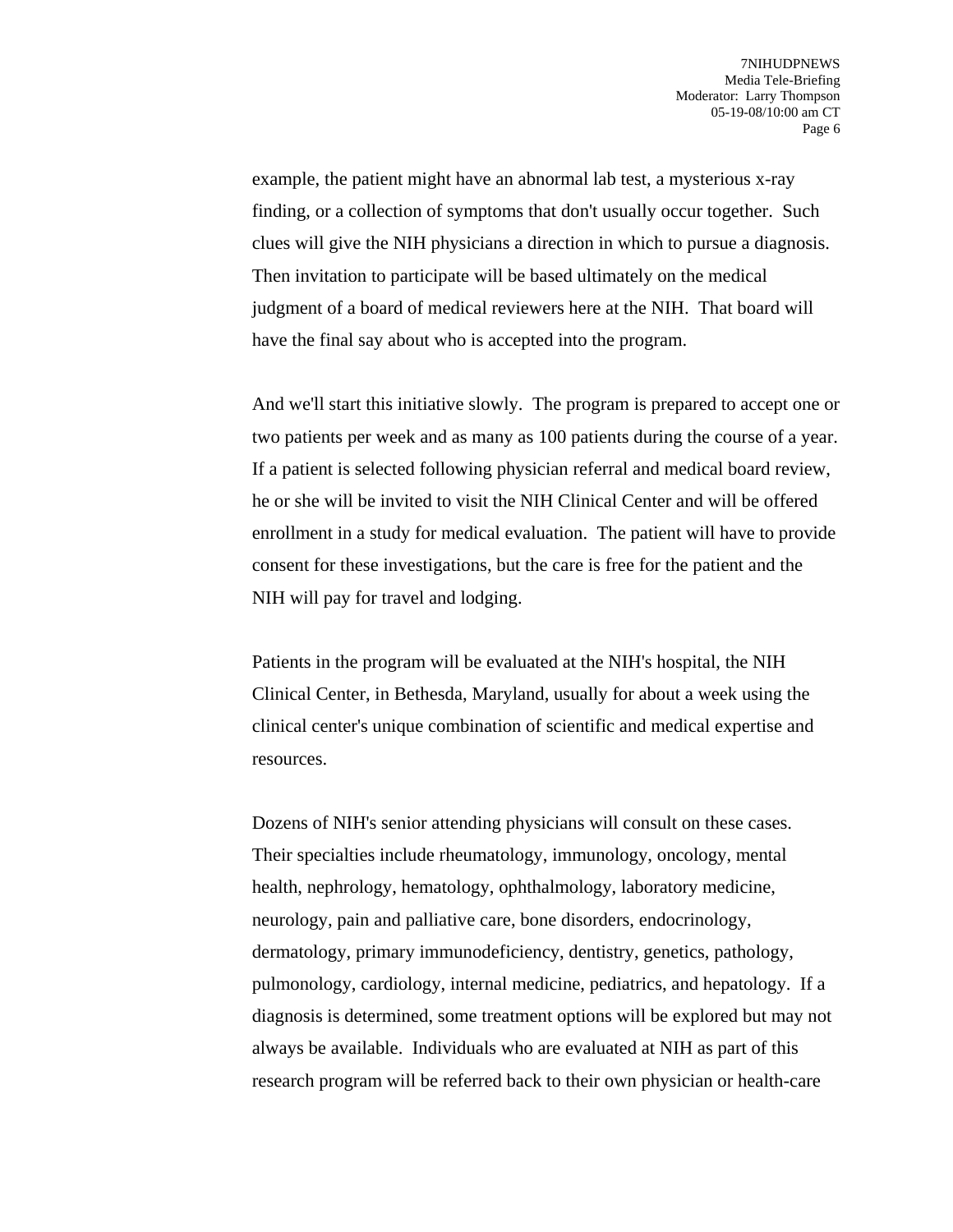example, the patient might have an abnormal lab test, a mysterious x-ray finding, or a collection of symptoms that don't usually occur together. Such clues will give the NIH physicians a direction in which to pursue a diagnosis. Then invitation to participate will be based ultimately on the medical judgment of a board of medical reviewers here at the NIH. That board will have the final say about who is accepted into the program.

And we'll start this initiative slowly. The program is prepared to accept one or two patients per week and as many as 100 patients during the course of a year. If a patient is selected following physician referral and medical board review, he or she will be invited to visit the NIH Clinical Center and will be offered enrollment in a study for medical evaluation. The patient will have to provide consent for these investigations, but the care is free for the patient and the NIH will pay for travel and lodging.

Patients in the program will be evaluated at the NIH's hospital, the NIH Clinical Center, in Bethesda, Maryland, usually for about a week using the clinical center's unique combination of scientific and medical expertise and resources.

Dozens of NIH's senior attending physicians will consult on these cases. Their specialties include rheumatology, immunology, oncology, mental health, nephrology, hematology, ophthalmology, laboratory medicine, neurology, pain and palliative care, bone disorders, endocrinology, dermatology, primary immunodeficiency, dentistry, genetics, pathology, pulmonology, cardiology, internal medicine, pediatrics, and hepatology. If a diagnosis is determined, some treatment options will be explored but may not always be available. Individuals who are evaluated at NIH as part of this research program will be referred back to their own physician or health-care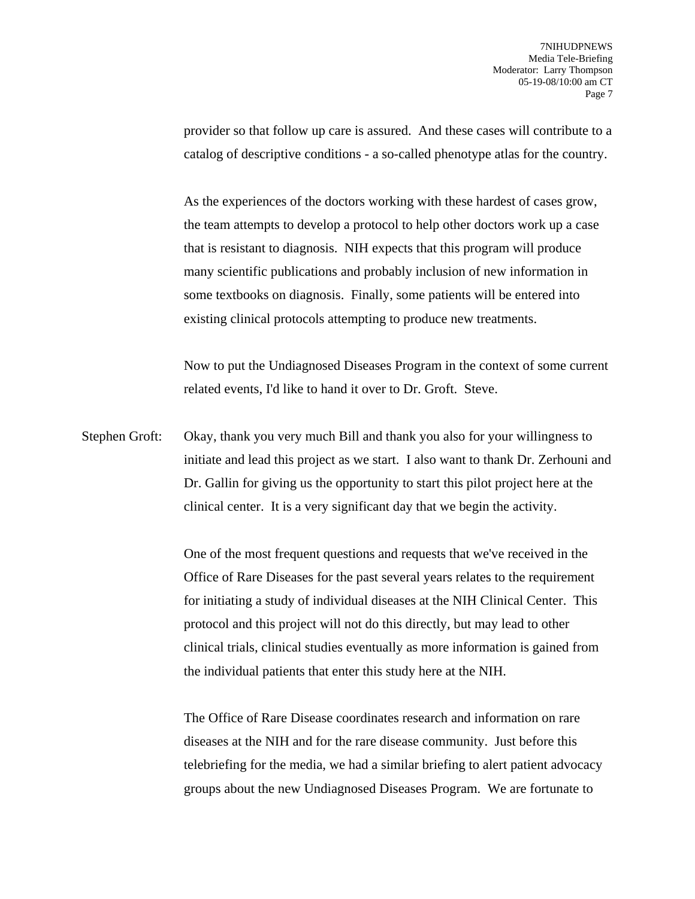provider so that follow up care is assured. And these cases will contribute to a catalog of descriptive conditions - a so-called phenotype atlas for the country.

As the experiences of the doctors working with these hardest of cases grow, the team attempts to develop a protocol to help other doctors work up a case that is resistant to diagnosis. NIH expects that this program will produce many scientific publications and probably inclusion of new information in some textbooks on diagnosis. Finally, some patients will be entered into existing clinical protocols attempting to produce new treatments.

Now to put the Undiagnosed Diseases Program in the context of some current related events, I'd like to hand it over to Dr. Groft. Steve.

Stephen Groft: Okay, thank you very much Bill and thank you also for your willingness to initiate and lead this project as we start. I also want to thank Dr. Zerhouni and Dr. Gallin for giving us the opportunity to start this pilot project here at the clinical center. It is a very significant day that we begin the activity.

One of the most frequent questions and requests that we've received in the Office of Rare Diseases for the past several years relates to the requirement for initiating a study of individual diseases at the NIH Clinical Center. This protocol and this project will not do this directly, but may lead to other clinical trials, clinical studies eventually as more information is gained from the individual patients that enter this study here at the NIH.

The Office of Rare Disease coordinates research and information on rare diseases at the NIH and for the rare disease community. Just before this telebriefing for the media, we had a similar briefing to alert patient advocacy groups about the new Undiagnosed Diseases Program. We are fortunate to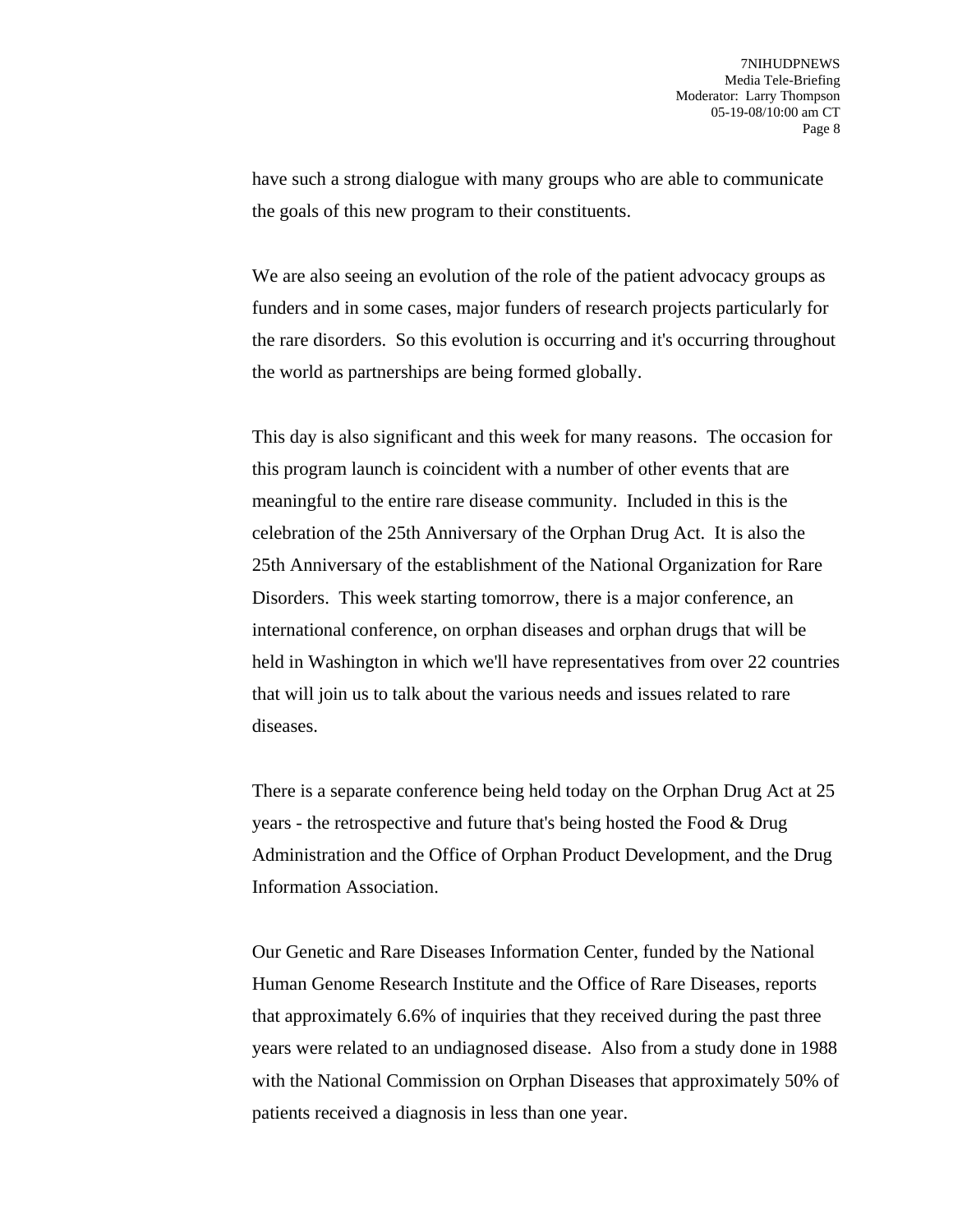have such a strong dialogue with many groups who are able to communicate the goals of this new program to their constituents.

We are also seeing an evolution of the role of the patient advocacy groups as funders and in some cases, major funders of research projects particularly for the rare disorders.  So this evolution is occurring and it's occurring throughout the world as partnerships are being formed globally.

This day is also significant and this week for many reasons.  The occasion for this program launch is coincident with a number of other events that are meaningful to the entire rare disease community.  Included in this is the celebration of the 25th Anniversary of the Orphan Drug Act.  It is also the 25th Anniversary of the establishment of the National Organization for Rare Disorders.  This week starting tomorrow, there is a major conference, an international conference, on orphan diseases and orphan drugs that will be held in Washington in which we'll have representatives from over 22 countries that will join us to talk about the various needs and issues related to rare diseases.

There is a separate conference being held today on the Orphan Drug Act at 25 years - the retrospective and future that's being hosted the Food & Drug Administration and the Office of Orphan Product Development, and the Drug Information Association.

Our Genetic and Rare Diseases Information Center, funded by the National Human Genome Research Institute and the Office of Rare Diseases, reports that approximately 6.6% of inquiries that they received during the past three years were related to an undiagnosed disease.  Also from a study done in 1988 with the National Commission on Orphan Diseases that approximately 50% of patients received a diagnosis in less than one year.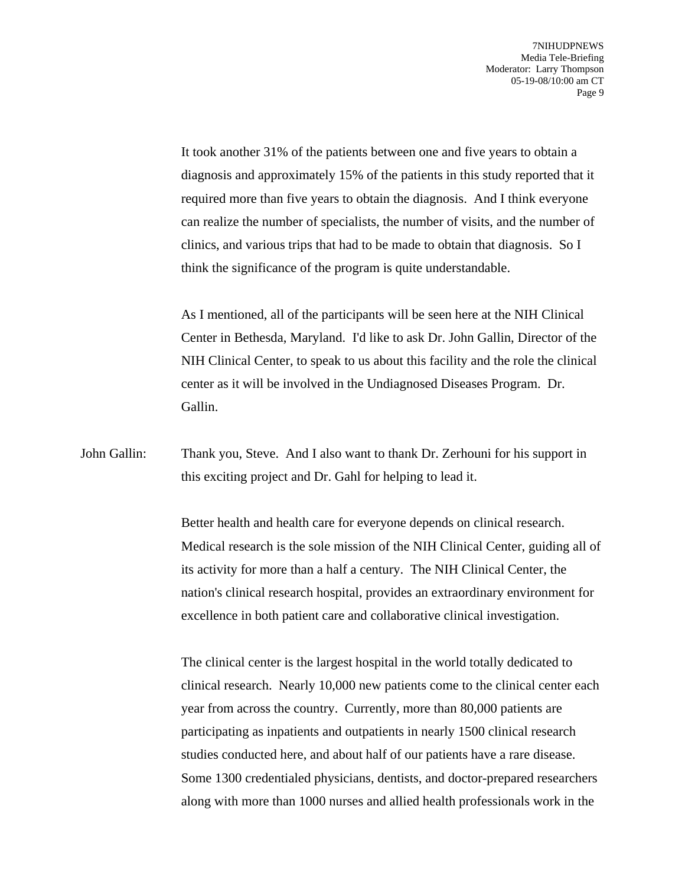It took another 31% of the patients between one and five years to obtain a diagnosis and approximately 15% of the patients in this study reported that it required more than five years to obtain the diagnosis. And I think everyone can realize the number of specialists, the number of visits, and the number of clinics, and various trips that had to be made to obtain that diagnosis. So I think the significance of the program is quite understandable.

As I mentioned, all of the participants will be seen here at the NIH Clinical Center in Bethesda, Maryland. I'd like to ask Dr. John Gallin, Director of the NIH Clinical Center, to speak to us about this facility and the role the clinical center as it will be involved in the Undiagnosed Diseases Program. Dr. Gallin.

John Gallin: Thank you, Steve. And I also want to thank Dr. Zerhouni for his support in this exciting project and Dr. Gahl for helping to lead it.

Better health and health care for everyone depends on clinical research. Medical research is the sole mission of the NIH Clinical Center, guiding all of its activity for more than a half a century. The NIH Clinical Center, the nation's clinical research hospital, provides an extraordinary environment for excellence in both patient care and collaborative clinical investigation.

The clinical center is the largest hospital in the world totally dedicated to clinical research. Nearly 10,000 new patients come to the clinical center each year from across the country. Currently, more than 80,000 patients are participating as inpatients and outpatients in nearly 1500 clinical research studies conducted here, and about half of our patients have a rare disease. Some 1300 credentialed physicians, dentists, and doctor-prepared researchers along with more than 1000 nurses and allied health professionals work in the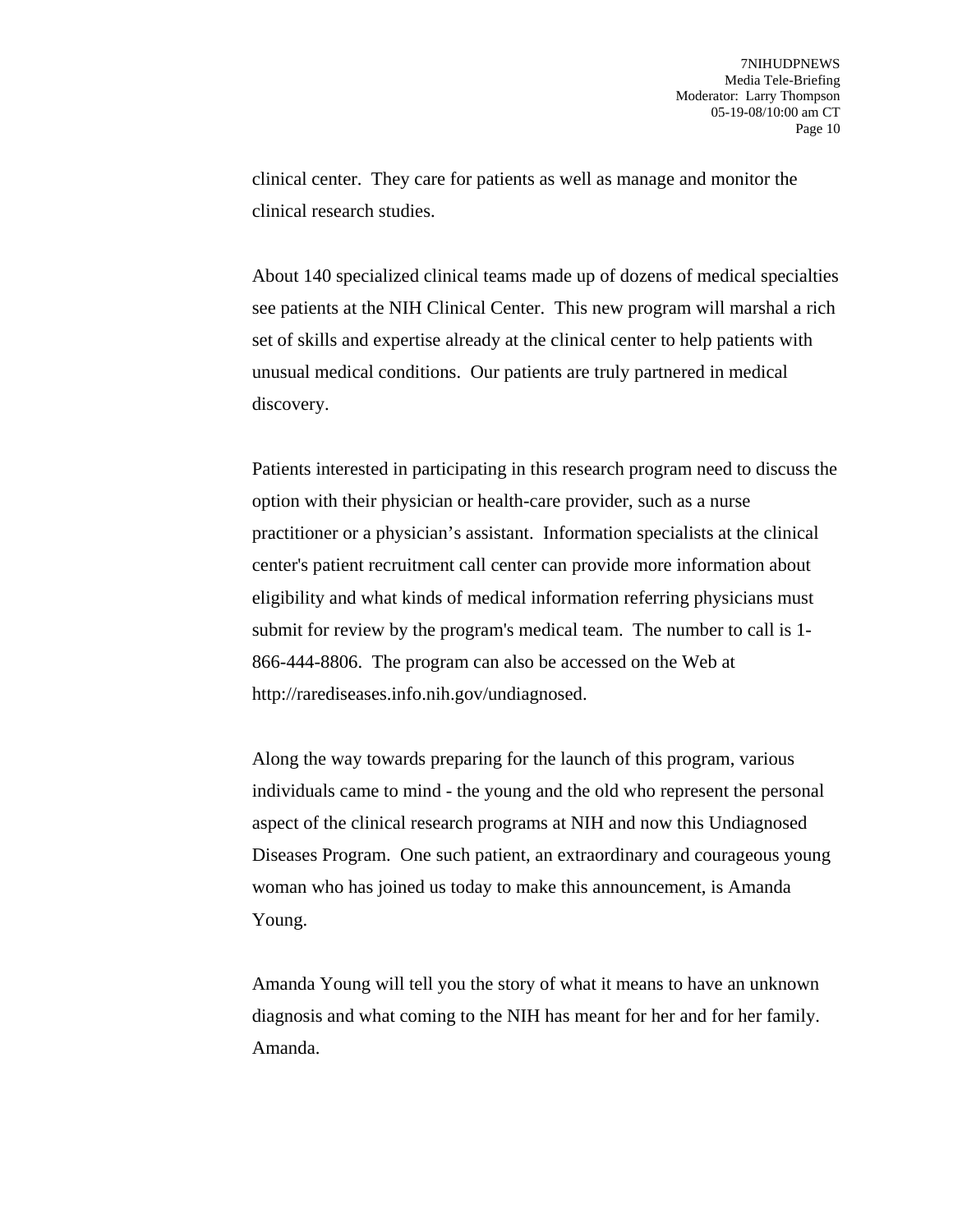clinical center. They care for patients as well as manage and monitor the clinical research studies.

About 140 specialized clinical teams made up of dozens of medical specialties see patients at the NIH Clinical Center. This new program will marshal a rich set of skills and expertise already at the clinical center to help patients with unusual medical conditions. Our patients are truly partnered in medical discovery.

Patients interested in participating in this research program need to discuss the option with their physician or health-care provider, such as a nurse practitioner or a physician's assistant. Information specialists at the clinical center's patient recruitment call center can provide more information about eligibility and what kinds of medical information referring physicians must submit for review by the program's medical team. The number to call is 1-866-444-8806. The program can also be accessed on the Web at http://rarediseases.info.nih.gov/undiagnosed.

Along the way towards preparing for the launch of this program, various individuals came to mind - the young and the old who represent the personal aspect of the clinical research programs at NIH and now this Undiagnosed Diseases Program. One such patient, an extraordinary and courageous young woman who has joined us today to make this announcement, is Amanda Young.

Amanda Young will tell you the story of what it means to have an unknown diagnosis and what coming to the NIH has meant for her and for her family. Amanda.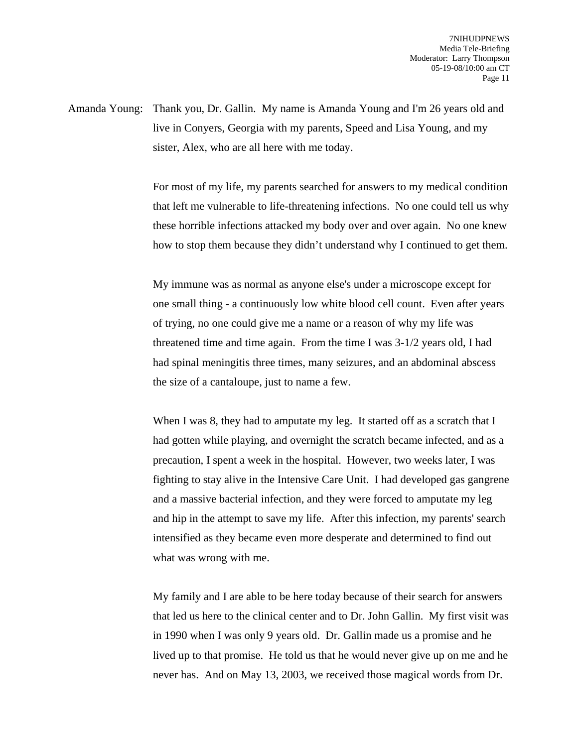Amanda Young: Thank you, Dr. Gallin. My name is Amanda Young and I'm 26 years old and live in Conyers, Georgia with my parents, Speed and Lisa Young, and my sister, Alex, who are all here with me today.

For most of my life, my parents searched for answers to my medical condition that left me vulnerable to life-threatening infections. No one could tell us why these horrible infections attacked my body over and over again. No one knew how to stop them because they didn't understand why I continued to get them.

My immune was as normal as anyone else's under a microscope except for one small thing - a continuously low white blood cell count. Even after years of trying, no one could give me a name or a reason of why my life was threatened time and time again. From the time I was 3-1/2 years old, I had had spinal meningitis three times, many seizures, and an abdominal abscess the size of a cantaloupe, just to name a few.

When I was 8, they had to amputate my leg. It started off as a scratch that I had gotten while playing, and overnight the scratch became infected, and as a precaution, I spent a week in the hospital. However, two weeks later, I was fighting to stay alive in the Intensive Care Unit. I had developed gas gangrene and a massive bacterial infection, and they were forced to amputate my leg and hip in the attempt to save my life. After this infection, my parents' search intensified as they became even more desperate and determined to find out what was wrong with me.

My family and I are able to be here today because of their search for answers that led us here to the clinical center and to Dr. John Gallin. My first visit was in 1990 when I was only 9 years old. Dr. Gallin made us a promise and he lived up to that promise. He told us that he would never give up on me and he never has. And on May 13, 2003, we received those magical words from Dr.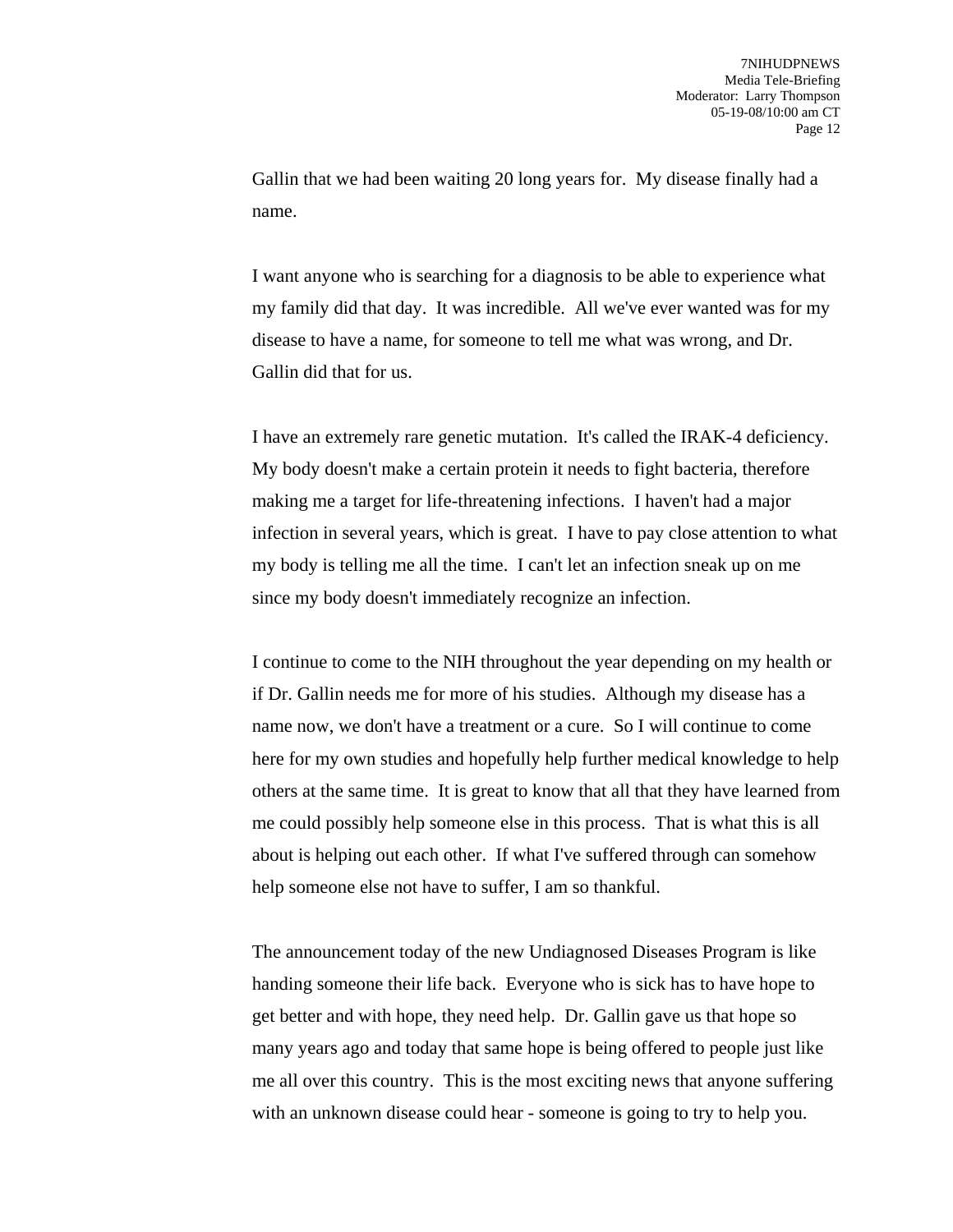Gallin that we had been waiting 20 long years for. My disease finally had a name.

I want anyone who is searching for a diagnosis to be able to experience what my family did that day. It was incredible. All we've ever wanted was for my disease to have a name, for someone to tell me what was wrong, and Dr. Gallin did that for us.

I have an extremely rare genetic mutation. It's called the IRAK-4 deficiency. My body doesn't make a certain protein it needs to fight bacteria, therefore making me a target for life-threatening infections. I haven't had a major infection in several years, which is great. I have to pay close attention to what my body is telling me all the time. I can't let an infection sneak up on me since my body doesn't immediately recognize an infection.

I continue to come to the NIH throughout the year depending on my health or if Dr. Gallin needs me for more of his studies. Although my disease has a name now, we don't have a treatment or a cure. So I will continue to come here for my own studies and hopefully help further medical knowledge to help others at the same time. It is great to know that all that they have learned from me could possibly help someone else in this process. That is what this is all about is helping out each other. If what I've suffered through can somehow help someone else not have to suffer, I am so thankful.

The announcement today of the new Undiagnosed Diseases Program is like handing someone their life back. Everyone who is sick has to have hope to get better and with hope, they need help. Dr. Gallin gave us that hope so many years ago and today that same hope is being offered to people just like me all over this country. This is the most exciting news that anyone suffering with an unknown disease could hear - someone is going to try to help you.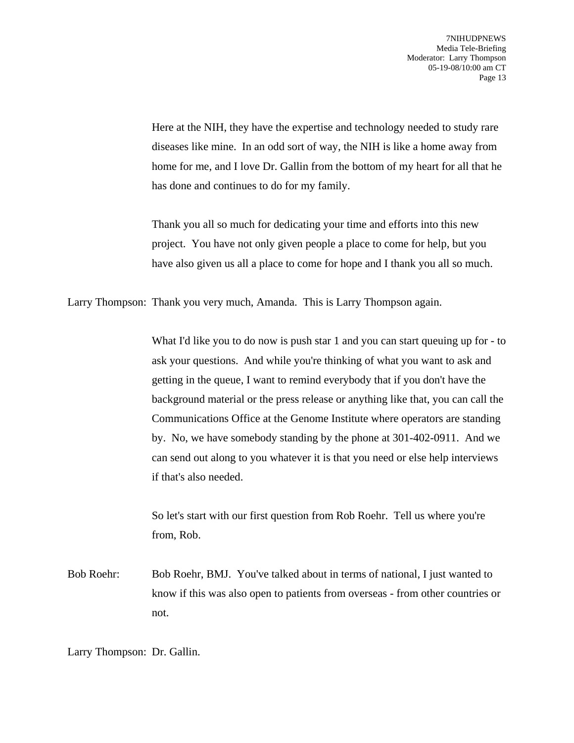Here at the NIH, they have the expertise and technology needed to study rare diseases like mine. In an odd sort of way, the NIH is like a home away from home for me, and I love Dr. Gallin from the bottom of my heart for all that he has done and continues to do for my family.

Thank you all so much for dedicating your time and efforts into this new project. You have not only given people a place to come for help, but you have also given us all a place to come for hope and I thank you all so much.

Larry Thompson: Thank you very much, Amanda. This is Larry Thompson again.

What I'd like you to do now is push star 1 and you can start queuing up for - to ask your questions. And while you're thinking of what you want to ask and getting in the queue, I want to remind everybody that if you don't have the background material or the press release or anything like that, you can call the Communications Office at the Genome Institute where operators are standing by. No, we have somebody standing by the phone at 301-402-0911. And we can send out along to you whatever it is that you need or else help interviews if that's also needed.

So let's start with our first question from Rob Roehr. Tell us where you're from, Rob.

Bob Roehr: Bob Roehr, BMJ. You've talked about in terms of national, I just wanted to know if this was also open to patients from overseas - from other countries or not.

Larry Thompson: Dr. Gallin.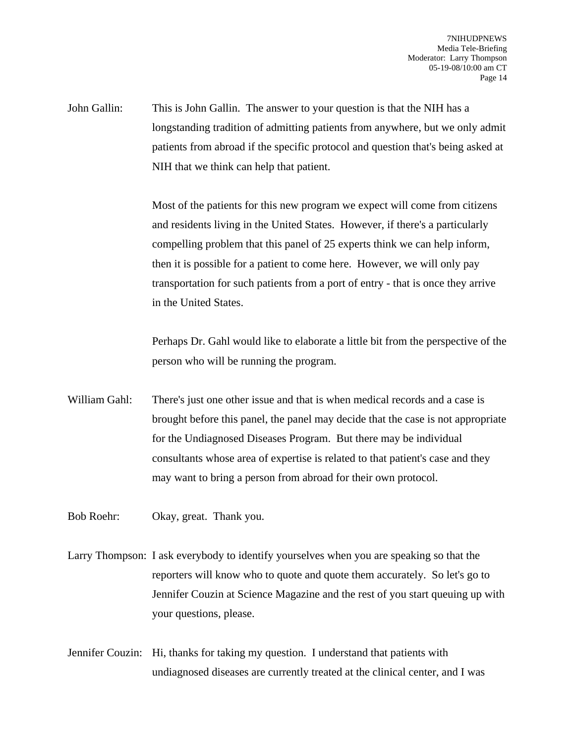John Gallin: This is John Gallin. The answer to your question is that the NIH has a longstanding tradition of admitting patients from anywhere, but we only admit patients from abroad if the specific protocol and question that's being asked at NIH that we think can help that patient.

Most of the patients for this new program we expect will come from citizens and residents living in the United States. However, if there's a particularly compelling problem that this panel of 25 experts think we can help inform, then it is possible for a patient to come here. However, we will only pay transportation for such patients from a port of entry - that is once they arrive in the United States.

Perhaps Dr. Gahl would like to elaborate a little bit from the perspective of the person who will be running the program.

William Gahl: There's just one other issue and that is when medical records and a case is brought before this panel, the panel may decide that the case is not appropriate for the Undiagnosed Diseases Program. But there may be individual consultants whose area of expertise is related to that patient's case and they may want to bring a person from abroad for their own protocol.

Bob Roehr: Okay, great. Thank you.

Larry Thompson: I ask everybody to identify yourselves when you are speaking so that the reporters will know who to quote and quote them accurately. So let's go to Jennifer Couzin at Science Magazine and the rest of you start queuing up with your questions, please.

Jennifer Couzin: Hi, thanks for taking my question. I understand that patients with undiagnosed diseases are currently treated at the clinical center, and I was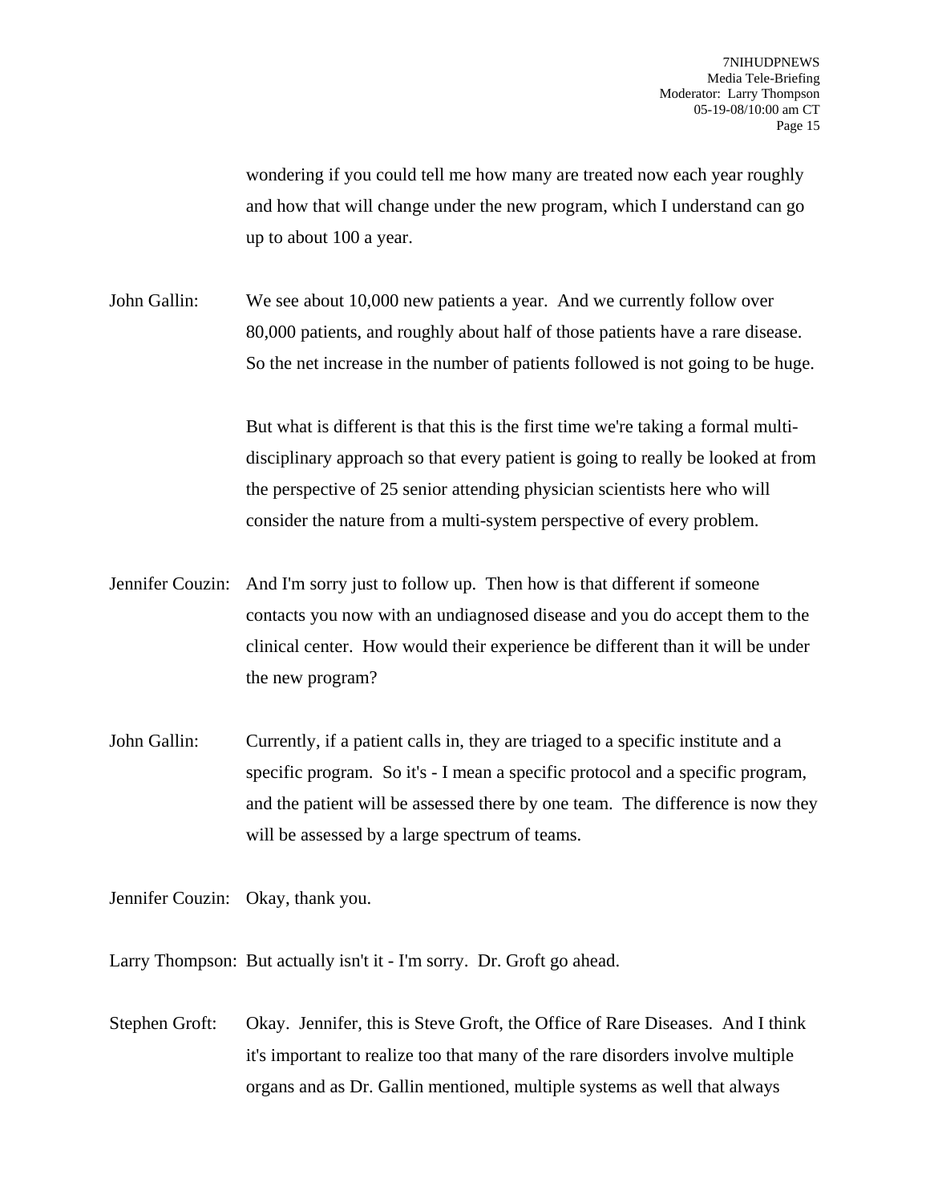wondering if you could tell me how many are treated now each year roughly and how that will change under the new program, which I understand can go up to about 100 a year.

John Gallin: We see about 10,000 new patients a year. And we currently follow over 80,000 patients, and roughly about half of those patients have a rare disease. So the net increase in the number of patients followed is not going to be huge.

But what is different is that this is the first time we're taking a formal multi-disciplinary approach so that every patient is going to really be looked at from the perspective of 25 senior attending physician scientists here who will consider the nature from a multi-system perspective of every problem.

Jennifer Couzin: And I'm sorry just to follow up. Then how is that different if someone contacts you now with an undiagnosed disease and you do accept them to the clinical center. How would their experience be different than it will be under the new program?

John Gallin: Currently, if a patient calls in, they are triaged to a specific institute and a specific program. So it's - I mean a specific protocol and a specific program, and the patient will be assessed there by one team. The difference is now they will be assessed by a large spectrum of teams.

Jennifer Couzin: Okay, thank you.

Larry Thompson: But actually isn't it - I'm sorry. Dr. Groft go ahead.

Stephen Groft: Okay. Jennifer, this is Steve Groft, the Office of Rare Diseases. And I think it's important to realize too that many of the rare disorders involve multiple organs and as Dr. Gallin mentioned, multiple systems as well that always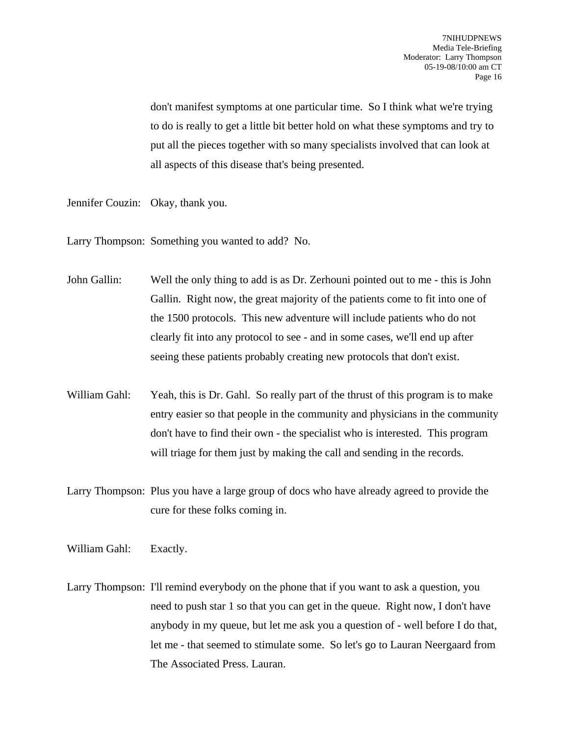don't manifest symptoms at one particular time. So I think what we're trying to do is really to get a little bit better hold on what these symptoms and try to put all the pieces together with so many specialists involved that can look at all aspects of this disease that's being presented.

Jennifer Couzin: Okay, thank you.

Larry Thompson: Something you wanted to add? No.

John Gallin: Well the only thing to add is as Dr. Zerhouni pointed out to me - this is John Gallin. Right now, the great majority of the patients come to fit into one of the 1500 protocols. This new adventure will include patients who do not clearly fit into any protocol to see - and in some cases, we'll end up after seeing these patients probably creating new protocols that don't exist.

William Gahl: Yeah, this is Dr. Gahl. So really part of the thrust of this program is to make entry easier so that people in the community and physicians in the community don't have to find their own - the specialist who is interested. This program will triage for them just by making the call and sending in the records.

Larry Thompson: Plus you have a large group of docs who have already agreed to provide the cure for these folks coming in.

William Gahl: Exactly.

Larry Thompson: I'll remind everybody on the phone that if you want to ask a question, you need to push star 1 so that you can get in the queue. Right now, I don't have anybody in my queue, but let me ask you a question of - well before I do that, let me - that seemed to stimulate some. So let's go to Lauran Neergaard from The Associated Press. Lauran.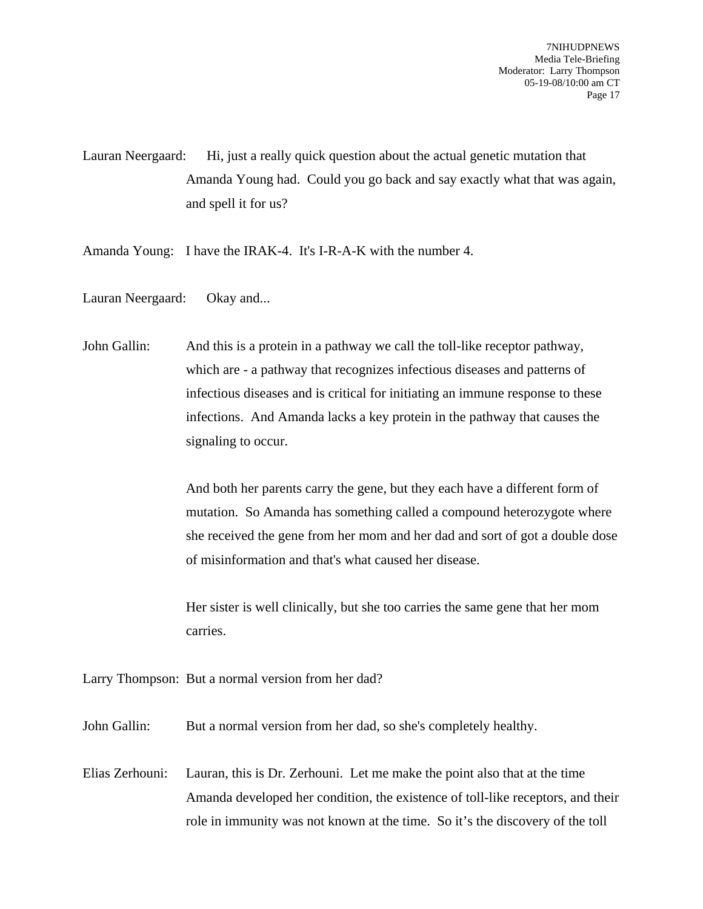Lauran Neergaard: Hi, just a really quick question about the actual genetic mutation that Amanda Young had. Could you go back and say exactly what that was again, and spell it for us?

Amanda Young: I have the IRAK-4. It's I-R-A-K with the number 4.

Lauran Neergaard: Okay and...

John Gallin: And this is a protein in a pathway we call the toll-like receptor pathway, which are - a pathway that recognizes infectious diseases and patterns of infectious diseases and is critical for initiating an immune response to these infections. And Amanda lacks a key protein in the pathway that causes the signaling to occur.

And both her parents carry the gene, but they each have a different form of mutation. So Amanda has something called a compound heterozygote where she received the gene from her mom and her dad and sort of got a double dose of misinformation and that's what caused her disease.

Her sister is well clinically, but she too carries the same gene that her mom carries.

Larry Thompson: But a normal version from her dad?

John Gallin: But a normal version from her dad, so she's completely healthy.

Elias Zerhouni: Lauran, this is Dr. Zerhouni. Let me make the point also that at the time Amanda developed her condition, the existence of toll-like receptors, and their role in immunity was not known at the time. So it's the discovery of the toll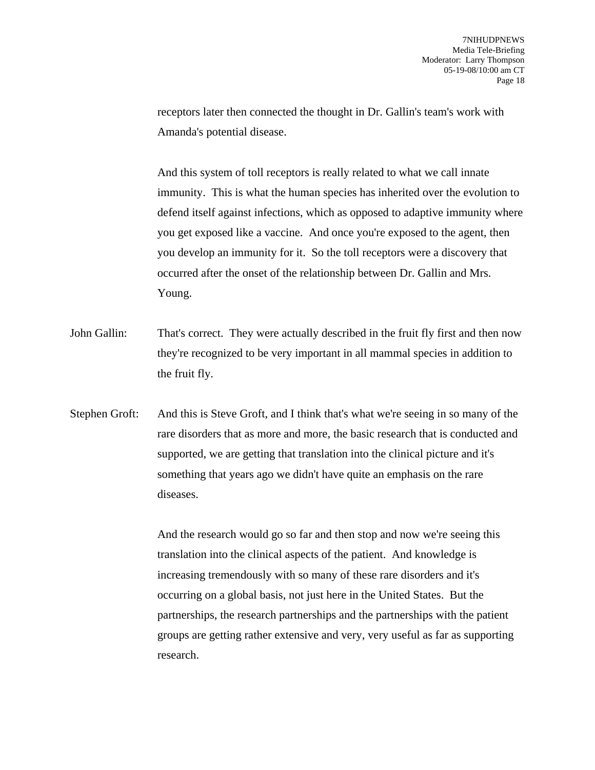receptors later then connected the thought in Dr. Gallin's team's work with Amanda's potential disease.

And this system of toll receptors is really related to what we call innate immunity. This is what the human species has inherited over the evolution to defend itself against infections, which as opposed to adaptive immunity where you get exposed like a vaccine. And once you're exposed to the agent, then you develop an immunity for it. So the toll receptors were a discovery that occurred after the onset of the relationship between Dr. Gallin and Mrs. Young.

John Gallin: That's correct. They were actually described in the fruit fly first and then now they're recognized to be very important in all mammal species in addition to the fruit fly.

Stephen Groft: And this is Steve Groft, and I think that's what we're seeing in so many of the rare disorders that as more and more, the basic research that is conducted and supported, we are getting that translation into the clinical picture and it's something that years ago we didn't have quite an emphasis on the rare diseases.

And the research would go so far and then stop and now we're seeing this translation into the clinical aspects of the patient. And knowledge is increasing tremendously with so many of these rare disorders and it's occurring on a global basis, not just here in the United States. But the partnerships, the research partnerships and the partnerships with the patient groups are getting rather extensive and very, very useful as far as supporting research.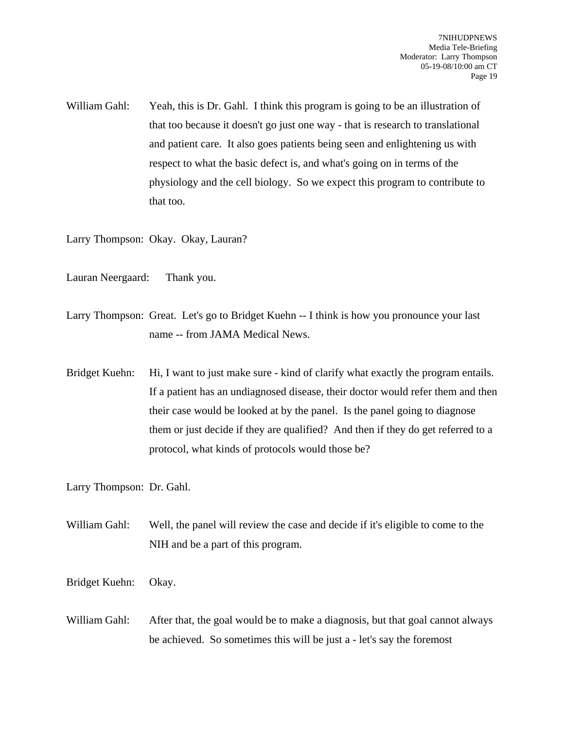William Gahl: Yeah, this is Dr. Gahl. I think this program is going to be an illustration of that too because it doesn't go just one way - that is research to translational and patient care. It also goes patients being seen and enlightening us with respect to what the basic defect is, and what's going on in terms of the physiology and the cell biology. So we expect this program to contribute to that too.

Larry Thompson: Okay. Okay, Lauran?

Lauran Neergaard: Thank you.

Larry Thompson: Great. Let's go to Bridget Kuehn -- I think is how you pronounce your last name -- from JAMA Medical News.

Bridget Kuehn: Hi, I want to just make sure - kind of clarify what exactly the program entails. If a patient has an undiagnosed disease, their doctor would refer them and then their case would be looked at by the panel. Is the panel going to diagnose them or just decide if they are qualified? And then if they do get referred to a protocol, what kinds of protocols would those be?

Larry Thompson: Dr. Gahl.

William Gahl: Well, the panel will review the case and decide if it's eligible to come to the NIH and be a part of this program.

Bridget Kuehn: Okay.

William Gahl: After that, the goal would be to make a diagnosis, but that goal cannot always be achieved. So sometimes this will be just a - let's say the foremost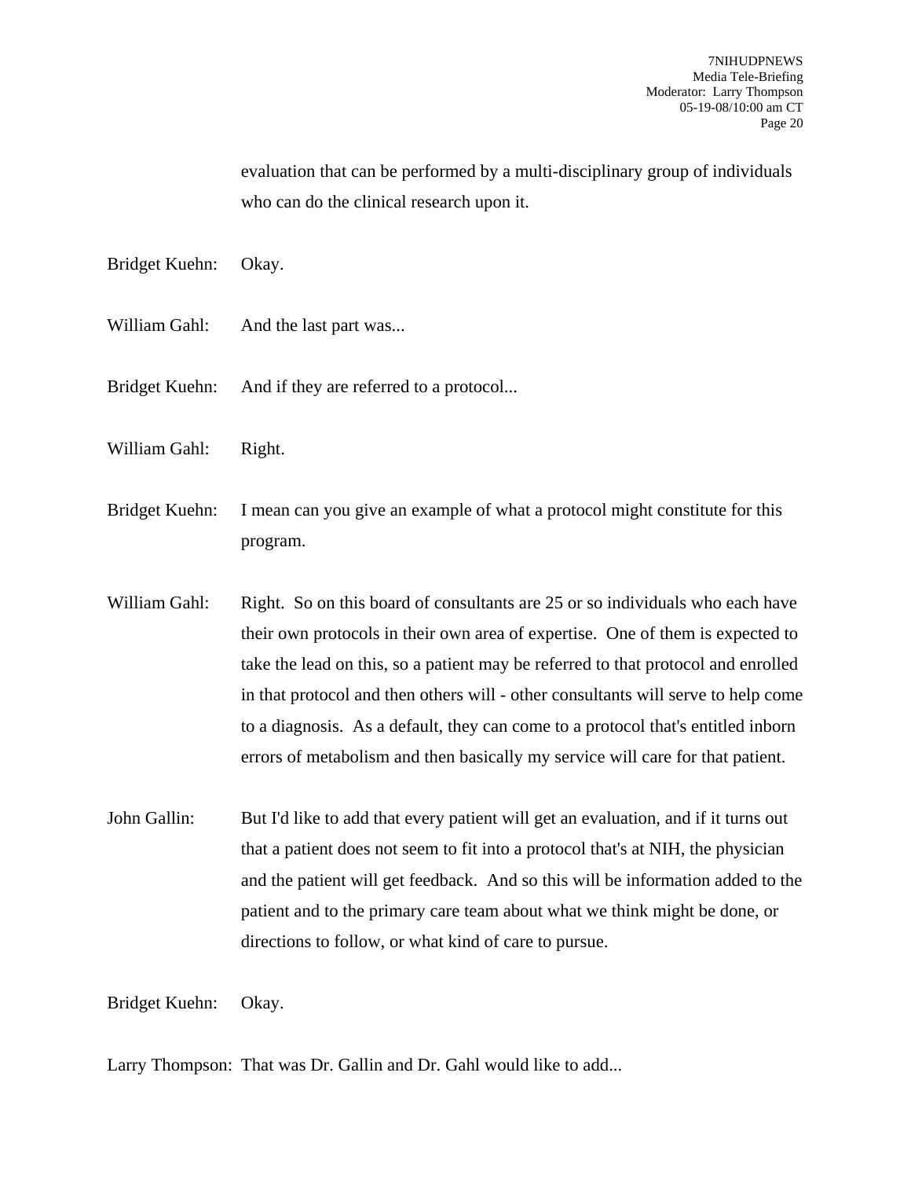evaluation that can be performed by a multi-disciplinary group of individuals who can do the clinical research upon it.

Bridget Kuehn: Okay.

William Gahl: And the last part was...

Bridget Kuehn: And if they are referred to a protocol...

William Gahl: Right.

Bridget Kuehn: I mean can you give an example of what a protocol might constitute for this program.

William Gahl: Right. So on this board of consultants are 25 or so individuals who each have their own protocols in their own area of expertise. One of them is expected to take the lead on this, so a patient may be referred to that protocol and enrolled in that protocol and then others will - other consultants will serve to help come to a diagnosis. As a default, they can come to a protocol that's entitled inborn errors of metabolism and then basically my service will care for that patient.

John Gallin: But I'd like to add that every patient will get an evaluation, and if it turns out that a patient does not seem to fit into a protocol that's at NIH, the physician and the patient will get feedback. And so this will be information added to the patient and to the primary care team about what we think might be done, or directions to follow, or what kind of care to pursue.

Bridget Kuehn: Okay.

Larry Thompson: That was Dr. Gallin and Dr. Gahl would like to add...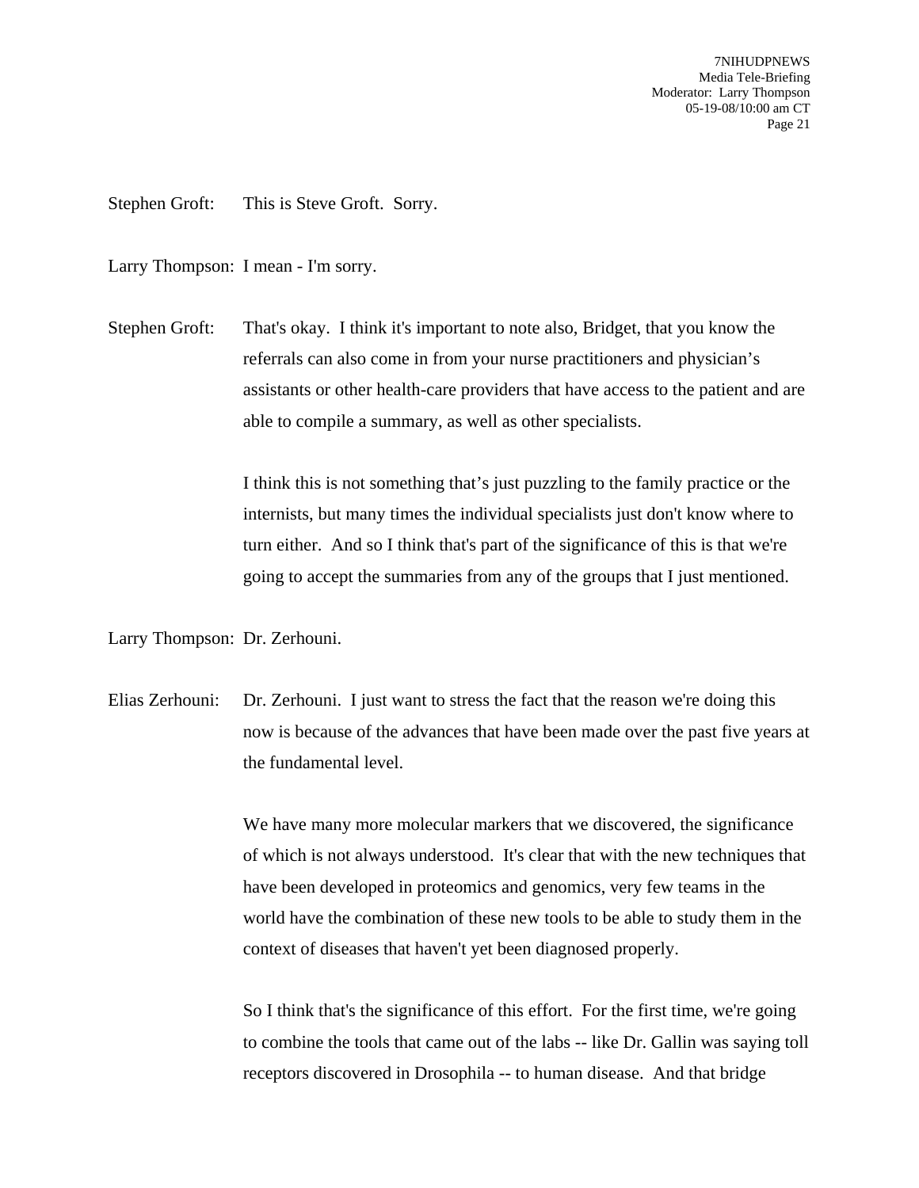Stephen Groft: This is Steve Groft. Sorry.

Larry Thompson: I mean - I'm sorry.

Stephen Groft: That's okay. I think it's important to note also, Bridget, that you know the referrals can also come in from your nurse practitioners and physician's assistants or other health-care providers that have access to the patient and are able to compile a summary, as well as other specialists.

I think this is not something that's just puzzling to the family practice or the internists, but many times the individual specialists just don't know where to turn either. And so I think that's part of the significance of this is that we're going to accept the summaries from any of the groups that I just mentioned.

Larry Thompson: Dr. Zerhouni.

Elias Zerhouni: Dr. Zerhouni. I just want to stress the fact that the reason we're doing this now is because of the advances that have been made over the past five years at the fundamental level.

We have many more molecular markers that we discovered, the significance of which is not always understood. It's clear that with the new techniques that have been developed in proteomics and genomics, very few teams in the world have the combination of these new tools to be able to study them in the context of diseases that haven't yet been diagnosed properly.

So I think that's the significance of this effort. For the first time, we're going to combine the tools that came out of the labs -- like Dr. Gallin was saying toll receptors discovered in Drosophila -- to human disease. And that bridge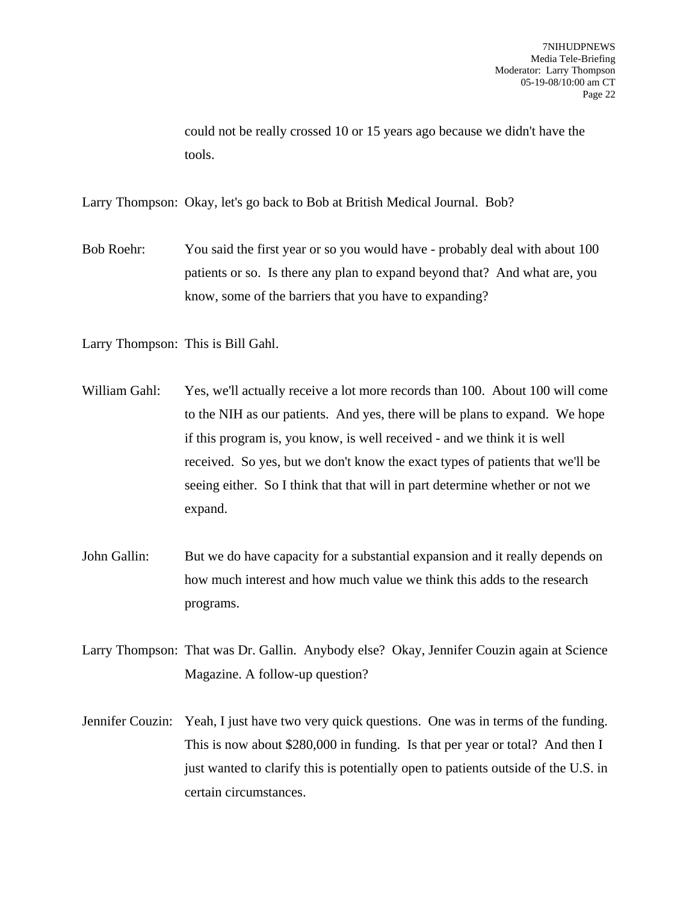could not be really crossed 10 or 15 years ago because we didn't have the tools.

Larry Thompson: Okay, let's go back to Bob at British Medical Journal. Bob?

Bob Roehr: You said the first year or so you would have - probably deal with about 100 patients or so. Is there any plan to expand beyond that? And what are, you know, some of the barriers that you have to expanding?

Larry Thompson: This is Bill Gahl.

William Gahl: Yes, we'll actually receive a lot more records than 100. About 100 will come to the NIH as our patients. And yes, there will be plans to expand. We hope if this program is, you know, is well received - and we think it is well received. So yes, but we don't know the exact types of patients that we'll be seeing either. So I think that that will in part determine whether or not we expand.

John Gallin: But we do have capacity for a substantial expansion and it really depends on how much interest and how much value we think this adds to the research programs.

Larry Thompson: That was Dr. Gallin. Anybody else? Okay, Jennifer Couzin again at Science Magazine. A follow-up question?

Jennifer Couzin: Yeah, I just have two very quick questions. One was in terms of the funding. This is now about $280,000 in funding. Is that per year or total? And then I just wanted to clarify this is potentially open to patients outside of the U.S. in certain circumstances.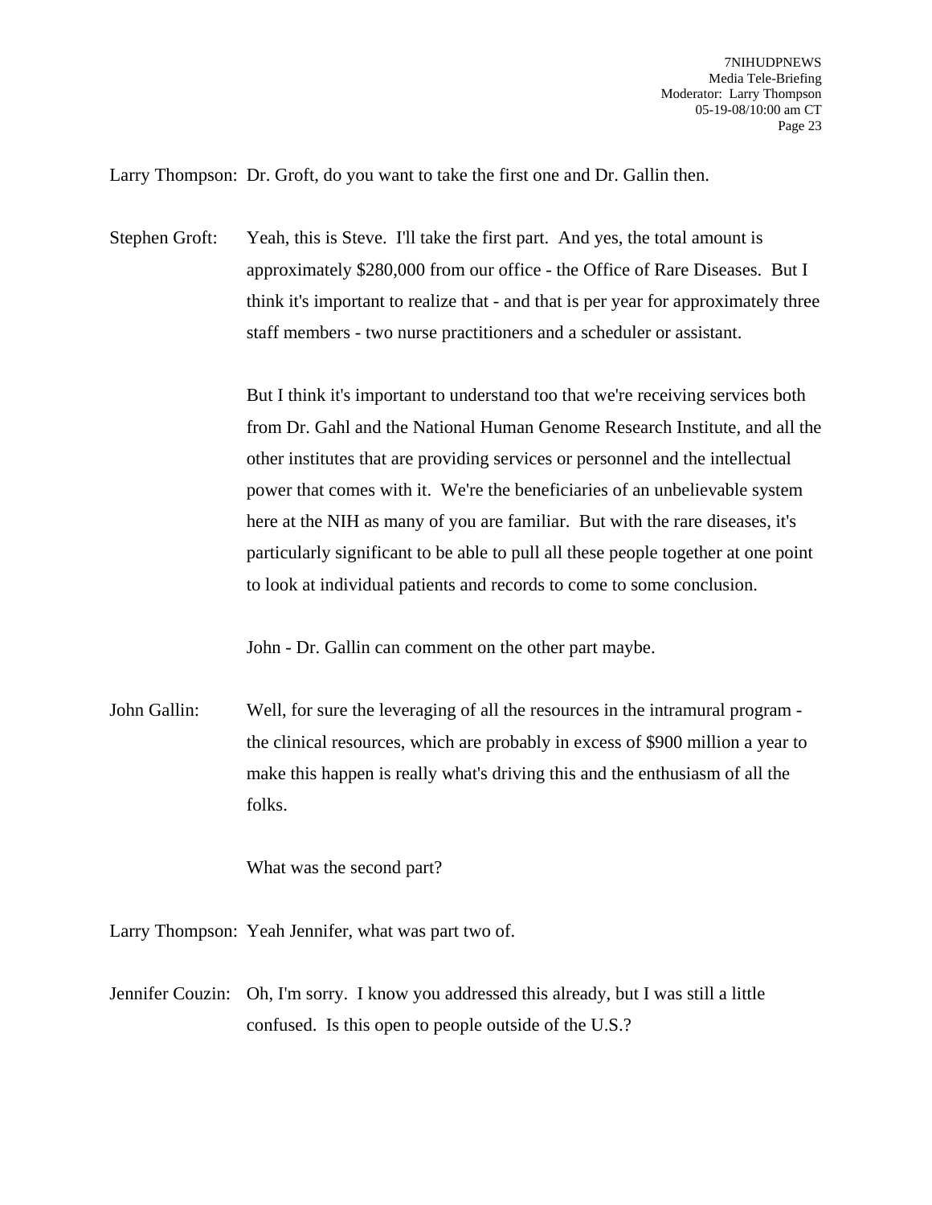Larry Thompson: Dr. Groft, do you want to take the first one and Dr. Gallin then.

Stephen Groft: Yeah, this is Steve. I'll take the first part. And yes, the total amount is approximately $280,000 from our office - the Office of Rare Diseases. But I think it's important to realize that - and that is per year for approximately three staff members - two nurse practitioners and a scheduler or assistant.

But I think it's important to understand too that we're receiving services both from Dr. Gahl and the National Human Genome Research Institute, and all the other institutes that are providing services or personnel and the intellectual power that comes with it. We're the beneficiaries of an unbelievable system here at the NIH as many of you are familiar. But with the rare diseases, it's particularly significant to be able to pull all these people together at one point to look at individual patients and records to come to some conclusion.

John - Dr. Gallin can comment on the other part maybe.

John Gallin: Well, for sure the leveraging of all the resources in the intramural program - the clinical resources, which are probably in excess of $900 million a year to make this happen is really what's driving this and the enthusiasm of all the folks.

What was the second part?

Larry Thompson: Yeah Jennifer, what was part two of.

Jennifer Couzin: Oh, I'm sorry. I know you addressed this already, but I was still a little confused. Is this open to people outside of the U.S.?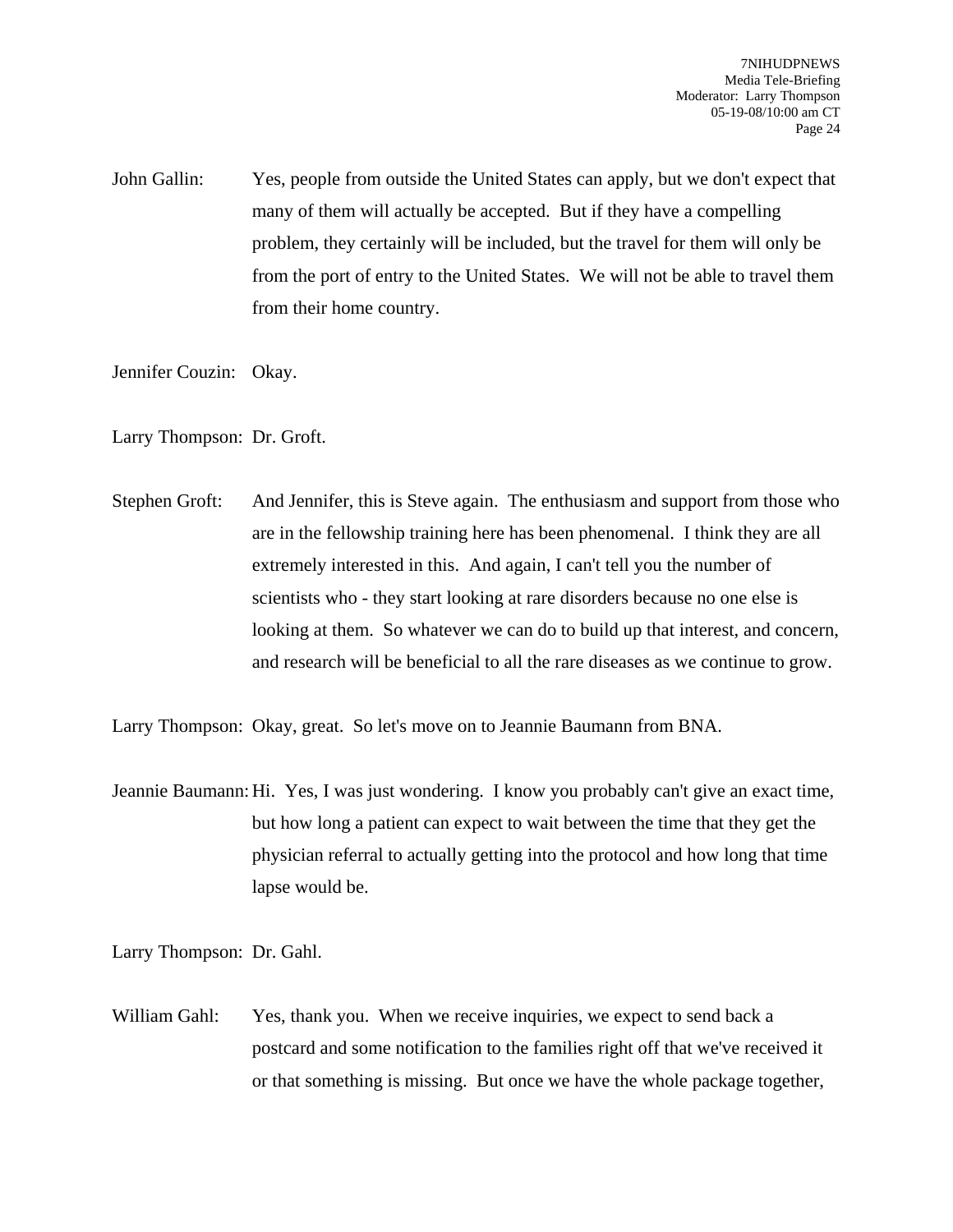John Gallin: Yes, people from outside the United States can apply, but we don't expect that many of them will actually be accepted. But if they have a compelling problem, they certainly will be included, but the travel for them will only be from the port of entry to the United States. We will not be able to travel them from their home country.

Jennifer Couzin: Okay.

Larry Thompson: Dr. Groft.

Stephen Groft: And Jennifer, this is Steve again. The enthusiasm and support from those who are in the fellowship training here has been phenomenal. I think they are all extremely interested in this. And again, I can't tell you the number of scientists who - they start looking at rare disorders because no one else is looking at them. So whatever we can do to build up that interest, and concern, and research will be beneficial to all the rare diseases as we continue to grow.

Larry Thompson: Okay, great. So let's move on to Jeannie Baumann from BNA.

Jeannie Baumann: Hi. Yes, I was just wondering. I know you probably can't give an exact time, but how long a patient can expect to wait between the time that they get the physician referral to actually getting into the protocol and how long that time lapse would be.

Larry Thompson: Dr. Gahl.

William Gahl: Yes, thank you. When we receive inquiries, we expect to send back a postcard and some notification to the families right off that we've received it or that something is missing. But once we have the whole package together,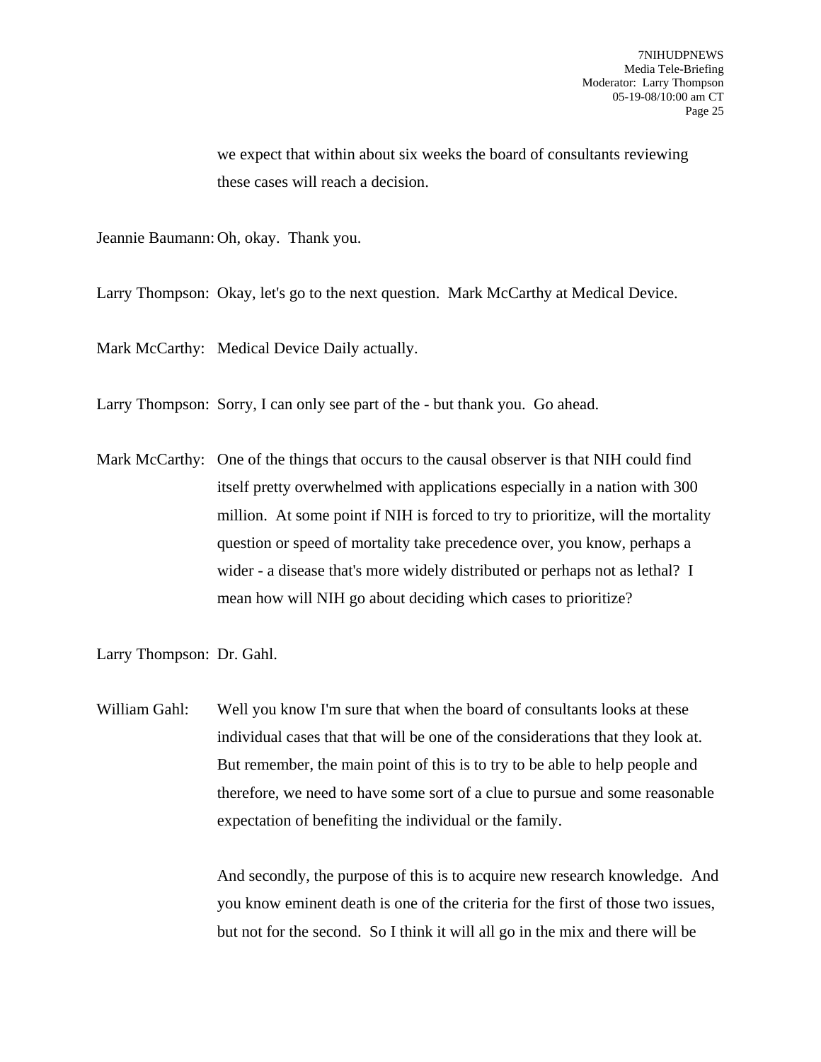we expect that within about six weeks the board of consultants reviewing these cases will reach a decision.

Jeannie Baumann: Oh, okay. Thank you.

Larry Thompson: Okay, let's go to the next question. Mark McCarthy at Medical Device.

Mark McCarthy: Medical Device Daily actually.

Larry Thompson: Sorry, I can only see part of the - but thank you. Go ahead.

Mark McCarthy: One of the things that occurs to the causal observer is that NIH could find itself pretty overwhelmed with applications especially in a nation with 300 million. At some point if NIH is forced to try to prioritize, will the mortality question or speed of mortality take precedence over, you know, perhaps a wider - a disease that's more widely distributed or perhaps not as lethal? I mean how will NIH go about deciding which cases to prioritize?

Larry Thompson: Dr. Gahl.

William Gahl: Well you know I'm sure that when the board of consultants looks at these individual cases that that will be one of the considerations that they look at. But remember, the main point of this is to try to be able to help people and therefore, we need to have some sort of a clue to pursue and some reasonable expectation of benefiting the individual or the family.

And secondly, the purpose of this is to acquire new research knowledge. And you know eminent death is one of the criteria for the first of those two issues, but not for the second. So I think it will all go in the mix and there will be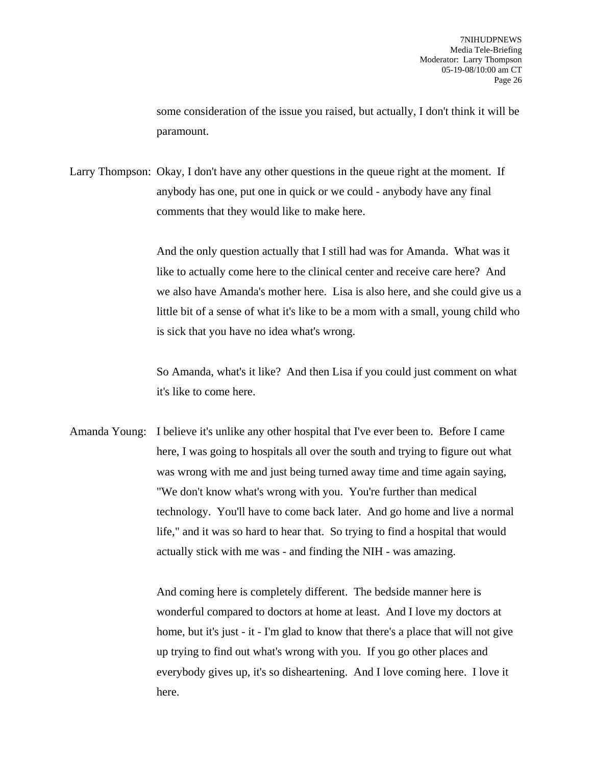some consideration of the issue you raised, but actually, I don't think it will be paramount.

Larry Thompson: Okay, I don't have any other questions in the queue right at the moment. If anybody has one, put one in quick or we could - anybody have any final comments that they would like to make here.

And the only question actually that I still had was for Amanda. What was it like to actually come here to the clinical center and receive care here? And we also have Amanda's mother here. Lisa is also here, and she could give us a little bit of a sense of what it's like to be a mom with a small, young child who is sick that you have no idea what's wrong.

So Amanda, what's it like? And then Lisa if you could just comment on what it's like to come here.

Amanda Young: I believe it's unlike any other hospital that I've ever been to. Before I came here, I was going to hospitals all over the south and trying to figure out what was wrong with me and just being turned away time and time again saying, "We don't know what's wrong with you. You're further than medical technology. You'll have to come back later. And go home and live a normal life," and it was so hard to hear that. So trying to find a hospital that would actually stick with me was - and finding the NIH - was amazing.

And coming here is completely different. The bedside manner here is wonderful compared to doctors at home at least. And I love my doctors at home, but it's just - it - I'm glad to know that there's a place that will not give up trying to find out what's wrong with you. If you go other places and everybody gives up, it's so disheartening. And I love coming here. I love it here.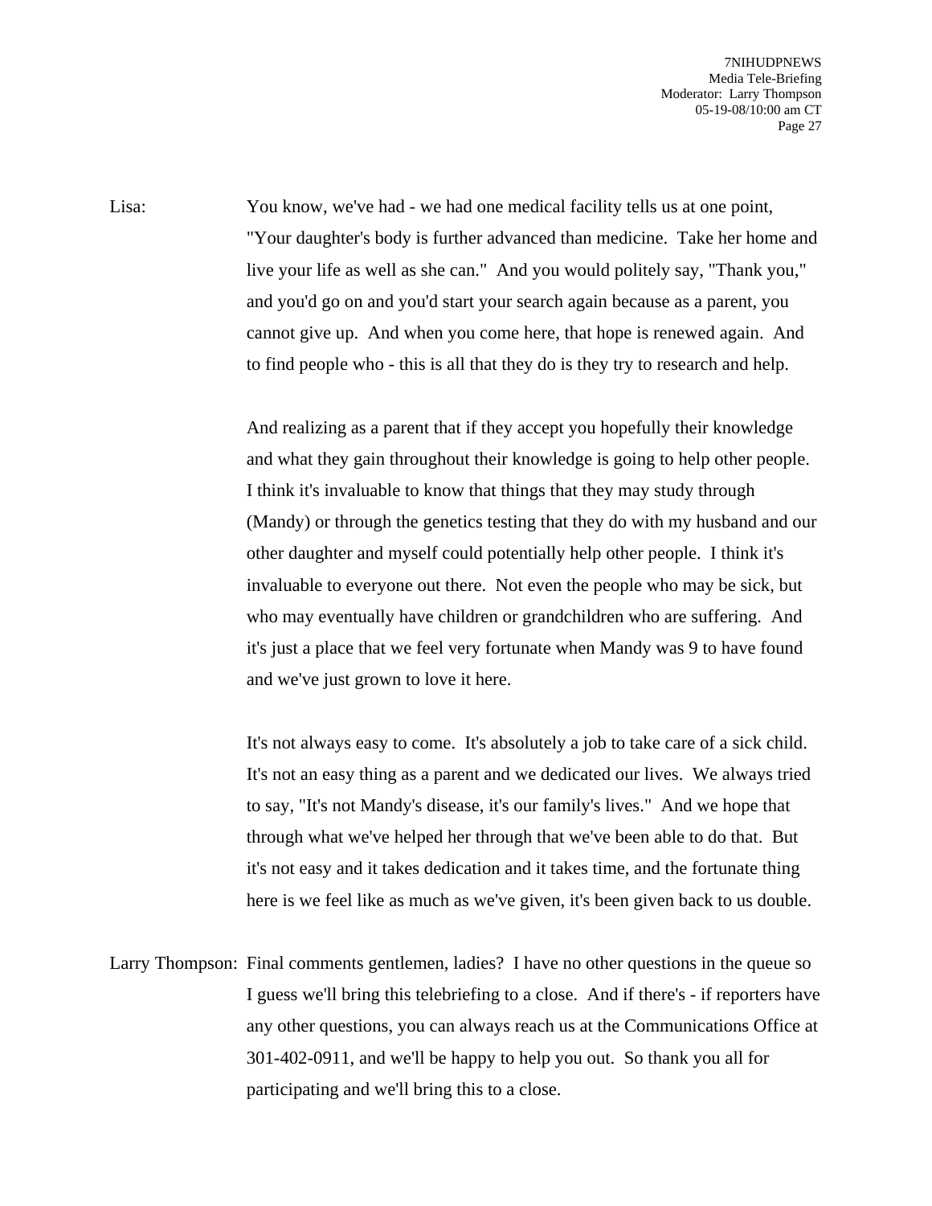Lisa: You know, we've had - we had one medical facility tells us at one point, "Your daughter's body is further advanced than medicine. Take her home and live your life as well as she can." And you would politely say, "Thank you," and you'd go on and you'd start your search again because as a parent, you cannot give up. And when you come here, that hope is renewed again. And to find people who - this is all that they do is they try to research and help.

And realizing as a parent that if they accept you hopefully their knowledge and what they gain throughout their knowledge is going to help other people. I think it's invaluable to know that things that they may study through (Mandy) or through the genetics testing that they do with my husband and our other daughter and myself could potentially help other people. I think it's invaluable to everyone out there. Not even the people who may be sick, but who may eventually have children or grandchildren who are suffering. And it's just a place that we feel very fortunate when Mandy was 9 to have found and we've just grown to love it here.

It's not always easy to come. It's absolutely a job to take care of a sick child. It's not an easy thing as a parent and we dedicated our lives. We always tried to say, "It's not Mandy's disease, it's our family's lives." And we hope that through what we've helped her through that we've been able to do that. But it's not easy and it takes dedication and it takes time, and the fortunate thing here is we feel like as much as we've given, it's been given back to us double.

Larry Thompson: Final comments gentlemen, ladies? I have no other questions in the queue so I guess we'll bring this telebriefing to a close. And if there's - if reporters have any other questions, you can always reach us at the Communications Office at 301-402-0911, and we'll be happy to help you out. So thank you all for participating and we'll bring this to a close.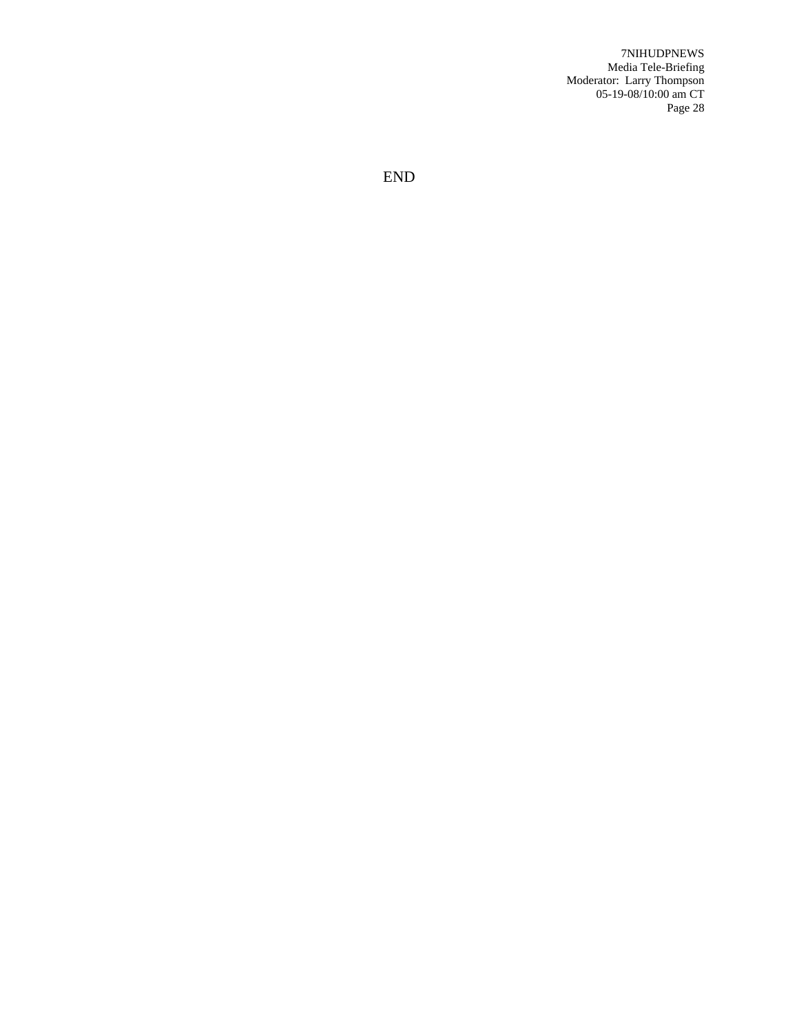END